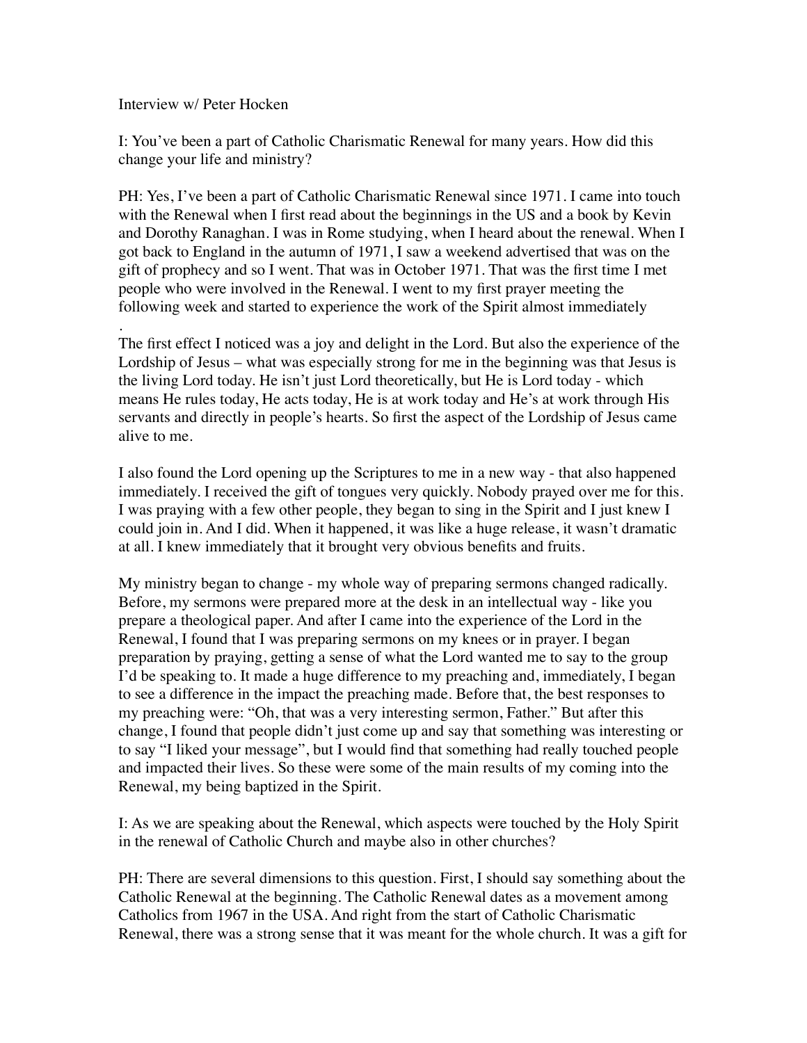Interview w/ Peter Hocken

I: You've been a part of Catholic Charismatic Renewal for many years. How did this change your life and ministry?

PH: Yes, I've been a part of Catholic Charismatic Renewal since 1971. I came into touch with the Renewal when I first read about the beginnings in the US and a book by Kevin and Dorothy Ranaghan. I was in Rome studying, when I heard about the renewal. When I got back to England in the autumn of 1971, I saw a weekend advertised that was on the gift of prophecy and so I went. That was in October 1971. That was the first time I met people who were involved in the Renewal. I went to my first prayer meeting the following week and started to experience the work of the Spirit almost immediately

.

The first effect I noticed was a joy and delight in the Lord. But also the experience of the Lordship of Jesus – what was especially strong for me in the beginning was that Jesus is the living Lord today. He isn't just Lord theoretically, but He is Lord today - which means He rules today, He acts today, He is at work today and He's at work through His servants and directly in people's hearts. So first the aspect of the Lordship of Jesus came alive to me.

I also found the Lord opening up the Scriptures to me in a new way - that also happened immediately. I received the gift of tongues very quickly. Nobody prayed over me for this. I was praying with a few other people, they began to sing in the Spirit and I just knew I could join in. And I did. When it happened, it was like a huge release, it wasn't dramatic at all. I knew immediately that it brought very obvious benefits and fruits.

My ministry began to change - my whole way of preparing sermons changed radically. Before, my sermons were prepared more at the desk in an intellectual way - like you prepare a theological paper. And after I came into the experience of the Lord in the Renewal, I found that I was preparing sermons on my knees or in prayer. I began preparation by praying, getting a sense of what the Lord wanted me to say to the group I'd be speaking to. It made a huge difference to my preaching and, immediately, I began to see a difference in the impact the preaching made. Before that, the best responses to my preaching were: "Oh, that was a very interesting sermon, Father." But after this change, I found that people didn't just come up and say that something was interesting or to say "I liked your message", but I would find that something had really touched people and impacted their lives. So these were some of the main results of my coming into the Renewal, my being baptized in the Spirit.

I: As we are speaking about the Renewal, which aspects were touched by the Holy Spirit in the renewal of Catholic Church and maybe also in other churches?

PH: There are several dimensions to this question. First, I should say something about the Catholic Renewal at the beginning. The Catholic Renewal dates as a movement among Catholics from 1967 in the USA. And right from the start of Catholic Charismatic Renewal, there was a strong sense that it was meant for the whole church. It was a gift for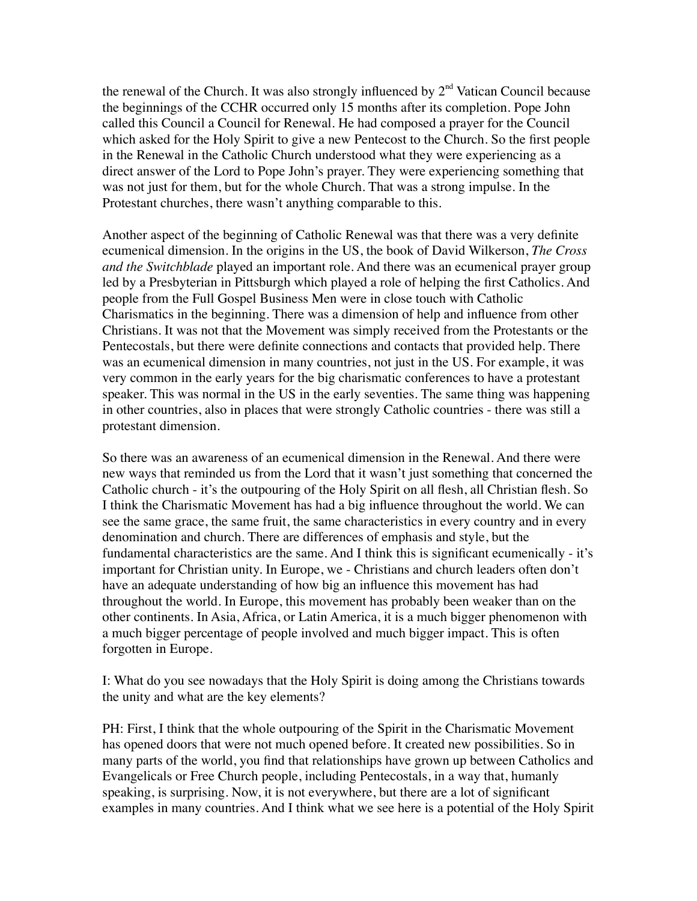the renewal of the Church. It was also strongly influenced by 2nd Vatican Council because the beginnings of the CCHR occurred only 15 months after its completion. Pope John called this Council a Council for Renewal. He had composed a prayer for the Council which asked for the Holy Spirit to give a new Pentecost to the Church. So the first people in the Renewal in the Catholic Church understood what they were experiencing as a direct answer of the Lord to Pope John's prayer. They were experiencing something that was not just for them, but for the whole Church. That was a strong impulse. In the Protestant churches, there wasn't anything comparable to this.

Another aspect of the beginning of Catholic Renewal was that there was a very definite ecumenical dimension. In the origins in the US, the book of David Wilkerson, *The Cross and the Switchblade* played an important role. And there was an ecumenical prayer group led by a Presbyterian in Pittsburgh which played a role of helping the first Catholics. And people from the Full Gospel Business Men were in close touch with Catholic Charismatics in the beginning. There was a dimension of help and influence from other Christians. It was not that the Movement was simply received from the Protestants or the Pentecostals, but there were definite connections and contacts that provided help. There was an ecumenical dimension in many countries, not just in the US. For example, it was very common in the early years for the big charismatic conferences to have a protestant speaker. This was normal in the US in the early seventies. The same thing was happening in other countries, also in places that were strongly Catholic countries - there was still a protestant dimension.

So there was an awareness of an ecumenical dimension in the Renewal. And there were new ways that reminded us from the Lord that it wasn't just something that concerned the Catholic church - it's the outpouring of the Holy Spirit on all flesh, all Christian flesh. So I think the Charismatic Movement has had a big influence throughout the world. We can see the same grace, the same fruit, the same characteristics in every country and in every denomination and church. There are differences of emphasis and style, but the fundamental characteristics are the same. And I think this is significant ecumenically - it's important for Christian unity. In Europe, we - Christians and church leaders often don't have an adequate understanding of how big an influence this movement has had throughout the world. In Europe, this movement has probably been weaker than on the other continents. In Asia, Africa, or Latin America, it is a much bigger phenomenon with a much bigger percentage of people involved and much bigger impact. This is often forgotten in Europe.

I: What do you see nowadays that the Holy Spirit is doing among the Christians towards the unity and what are the key elements?

PH: First, I think that the whole outpouring of the Spirit in the Charismatic Movement has opened doors that were not much opened before. It created new possibilities. So in many parts of the world, you find that relationships have grown up between Catholics and Evangelicals or Free Church people, including Pentecostals, in a way that, humanly speaking, is surprising. Now, it is not everywhere, but there are a lot of significant examples in many countries. And I think what we see here is a potential of the Holy Spirit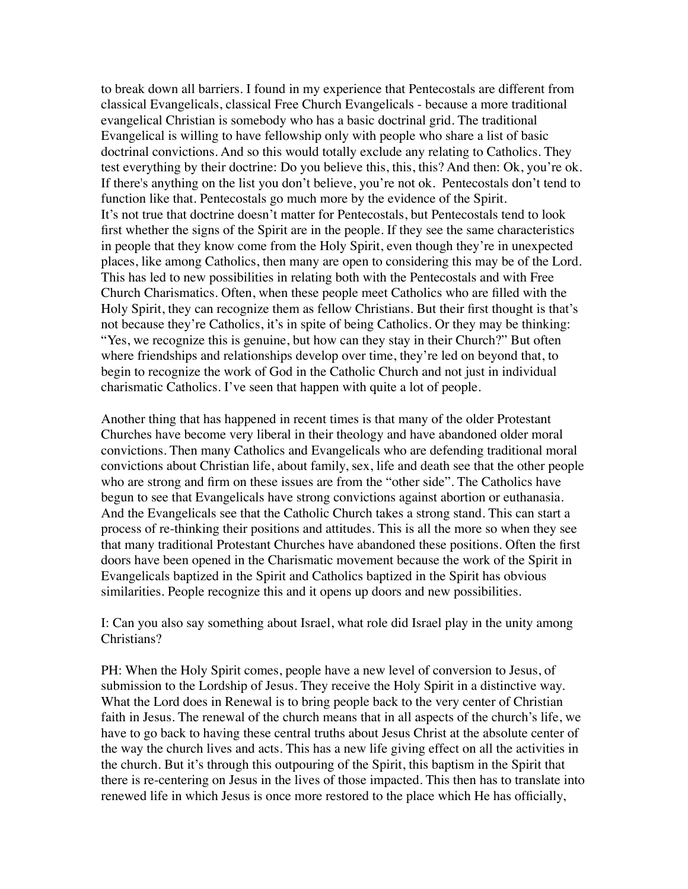to break down all barriers. I found in my experience that Pentecostals are different from classical Evangelicals, classical Free Church Evangelicals - because a more traditional evangelical Christian is somebody who has a basic doctrinal grid. The traditional Evangelical is willing to have fellowship only with people who share a list of basic doctrinal convictions. And so this would totally exclude any relating to Catholics. They test everything by their doctrine: Do you believe this, this, this? And then: Ok, you're ok. If there's anything on the list you don't believe, you're not ok. Pentecostals don't tend to function like that. Pentecostals go much more by the evidence of the Spirit.
It's not true that doctrine doesn't matter for Pentecostals, but Pentecostals tend to look first whether the signs of the Spirit are in the people. If they see the same characteristics in people that they know come from the Holy Spirit, even though they're in unexpected places, like among Catholics, then many are open to considering this may be of the Lord. This has led to new possibilities in relating both with the Pentecostals and with Free Church Charismatics. Often, when these people meet Catholics who are filled with the Holy Spirit, they can recognize them as fellow Christians. But their first thought is that's not because they're Catholics, it's in spite of being Catholics. Or they may be thinking: "Yes, we recognize this is genuine, but how can they stay in their Church?" But often where friendships and relationships develop over time, they're led on beyond that, to begin to recognize the work of God in the Catholic Church and not just in individual charismatic Catholics. I've seen that happen with quite a lot of people.

Another thing that has happened in recent times is that many of the older Protestant Churches have become very liberal in their theology and have abandoned older moral convictions. Then many Catholics and Evangelicals who are defending traditional moral convictions about Christian life, about family, sex, life and death see that the other people who are strong and firm on these issues are from the "other side". The Catholics have begun to see that Evangelicals have strong convictions against abortion or euthanasia. And the Evangelicals see that the Catholic Church takes a strong stand. This can start a process of re-thinking their positions and attitudes. This is all the more so when they see that many traditional Protestant Churches have abandoned these positions. Often the first doors have been opened in the Charismatic movement because the work of the Spirit in Evangelicals baptized in the Spirit and Catholics baptized in the Spirit has obvious similarities. People recognize this and it opens up doors and new possibilities.

I: Can you also say something about Israel, what role did Israel play in the unity among Christians?

PH: When the Holy Spirit comes, people have a new level of conversion to Jesus, of submission to the Lordship of Jesus. They receive the Holy Spirit in a distinctive way. What the Lord does in Renewal is to bring people back to the very center of Christian faith in Jesus. The renewal of the church means that in all aspects of the church's life, we have to go back to having these central truths about Jesus Christ at the absolute center of the way the church lives and acts. This has a new life giving effect on all the activities in the church. But it's through this outpouring of the Spirit, this baptism in the Spirit that there is re-centering on Jesus in the lives of those impacted. This then has to translate into renewed life in which Jesus is once more restored to the place which He has officially,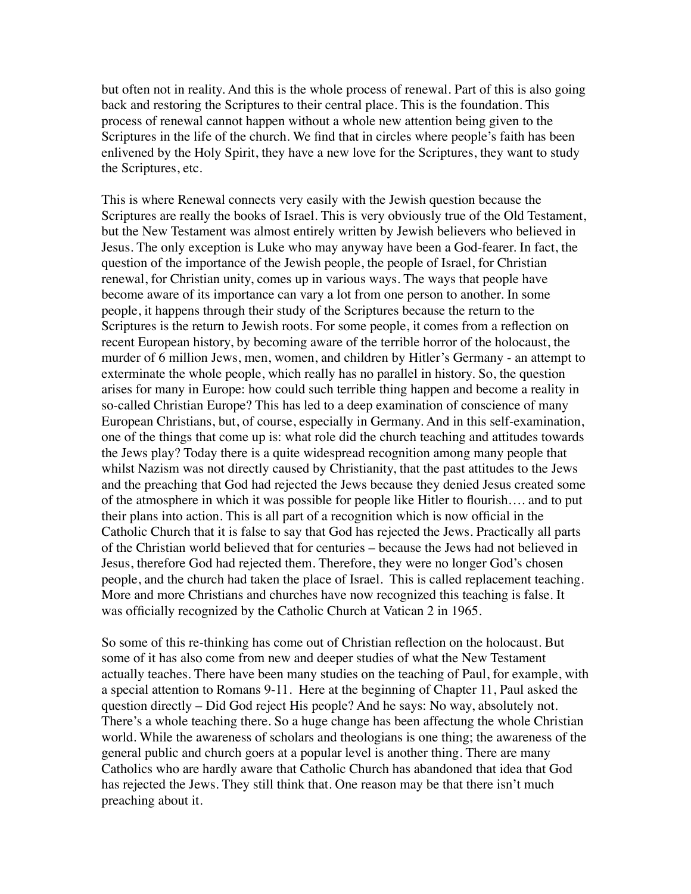but often not in reality. And this is the whole process of renewal. Part of this is also going back and restoring the Scriptures to their central place. This is the foundation. This process of renewal cannot happen without a whole new attention being given to the Scriptures in the life of the church. We find that in circles where people's faith has been enlivened by the Holy Spirit, they have a new love for the Scriptures, they want to study the Scriptures, etc.

This is where Renewal connects very easily with the Jewish question because the Scriptures are really the books of Israel. This is very obviously true of the Old Testament, but the New Testament was almost entirely written by Jewish believers who believed in Jesus. The only exception is Luke who may anyway have been a God-fearer. In fact, the question of the importance of the Jewish people, the people of Israel, for Christian renewal, for Christian unity, comes up in various ways. The ways that people have become aware of its importance can vary a lot from one person to another. In some people, it happens through their study of the Scriptures because the return to the Scriptures is the return to Jewish roots. For some people, it comes from a reflection on recent European history, by becoming aware of the terrible horror of the holocaust, the murder of 6 million Jews, men, women, and children by Hitler's Germany - an attempt to exterminate the whole people, which really has no parallel in history. So, the question arises for many in Europe: how could such terrible thing happen and become a reality in so-called Christian Europe? This has led to a deep examination of conscience of many European Christians, but, of course, especially in Germany. And in this self-examination, one of the things that come up is: what role did the church teaching and attitudes towards the Jews play? Today there is a quite widespread recognition among many people that whilst Nazism was not directly caused by Christianity, that the past attitudes to the Jews and the preaching that God had rejected the Jews because they denied Jesus created some of the atmosphere in which it was possible for people like Hitler to flourish…. and to put their plans into action. This is all part of a recognition which is now official in the Catholic Church that it is false to say that God has rejected the Jews. Practically all parts of the Christian world believed that for centuries – because the Jews had not believed in Jesus, therefore God had rejected them. Therefore, they were no longer God's chosen people, and the church had taken the place of Israel. This is called replacement teaching. More and more Christians and churches have now recognized this teaching is false. It was officially recognized by the Catholic Church at Vatican 2 in 1965.

So some of this re-thinking has come out of Christian reflection on the holocaust. But some of it has also come from new and deeper studies of what the New Testament actually teaches. There have been many studies on the teaching of Paul, for example, with a special attention to Romans 9-11. Here at the beginning of Chapter 11, Paul asked the question directly – Did God reject His people? And he says: No way, absolutely not. There's a whole teaching there. So a huge change has been affectung the whole Christian world. While the awareness of scholars and theologians is one thing; the awareness of the general public and church goers at a popular level is another thing. There are many Catholics who are hardly aware that Catholic Church has abandoned that idea that God has rejected the Jews. They still think that. One reason may be that there isn't much preaching about it.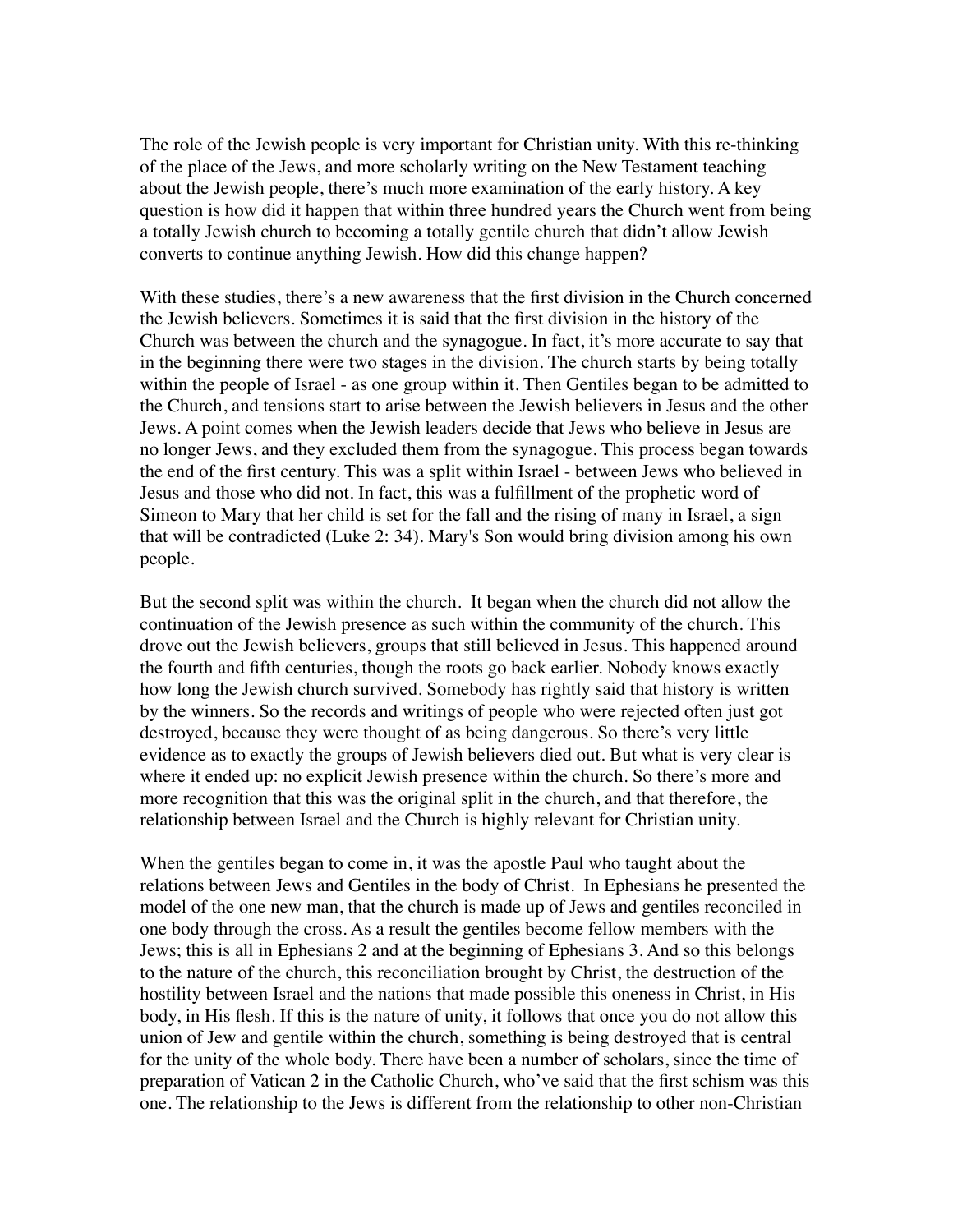The role of the Jewish people is very important for Christian unity. With this re-thinking of the place of the Jews, and more scholarly writing on the New Testament teaching about the Jewish people, there's much more examination of the early history. A key question is how did it happen that within three hundred years the Church went from being a totally Jewish church to becoming a totally gentile church that didn't allow Jewish converts to continue anything Jewish. How did this change happen?

With these studies, there's a new awareness that the first division in the Church concerned the Jewish believers. Sometimes it is said that the first division in the history of the Church was between the church and the synagogue. In fact, it's more accurate to say that in the beginning there were two stages in the division. The church starts by being totally within the people of Israel - as one group within it. Then Gentiles began to be admitted to the Church, and tensions start to arise between the Jewish believers in Jesus and the other Jews. A point comes when the Jewish leaders decide that Jews who believe in Jesus are no longer Jews, and they excluded them from the synagogue. This process began towards the end of the first century. This was a split within Israel - between Jews who believed in Jesus and those who did not. In fact, this was a fulfillment of the prophetic word of Simeon to Mary that her child is set for the fall and the rising of many in Israel, a sign that will be contradicted (Luke 2: 34). Mary's Son would bring division among his own people.

But the second split was within the church. It began when the church did not allow the continuation of the Jewish presence as such within the community of the church. This drove out the Jewish believers, groups that still believed in Jesus. This happened around the fourth and fifth centuries, though the roots go back earlier. Nobody knows exactly how long the Jewish church survived. Somebody has rightly said that history is written by the winners. So the records and writings of people who were rejected often just got destroyed, because they were thought of as being dangerous. So there's very little evidence as to exactly the groups of Jewish believers died out. But what is very clear is where it ended up: no explicit Jewish presence within the church. So there's more and more recognition that this was the original split in the church, and that therefore, the relationship between Israel and the Church is highly relevant for Christian unity.

When the gentiles began to come in, it was the apostle Paul who taught about the relations between Jews and Gentiles in the body of Christ. In Ephesians he presented the model of the one new man, that the church is made up of Jews and gentiles reconciled in one body through the cross. As a result the gentiles become fellow members with the Jews; this is all in Ephesians 2 and at the beginning of Ephesians 3. And so this belongs to the nature of the church, this reconciliation brought by Christ, the destruction of the hostility between Israel and the nations that made possible this oneness in Christ, in His body, in His flesh. If this is the nature of unity, it follows that once you do not allow this union of Jew and gentile within the church, something is being destroyed that is central for the unity of the whole body. There have been a number of scholars, since the time of preparation of Vatican 2 in the Catholic Church, who've said that the first schism was this one. The relationship to the Jews is different from the relationship to other non-Christian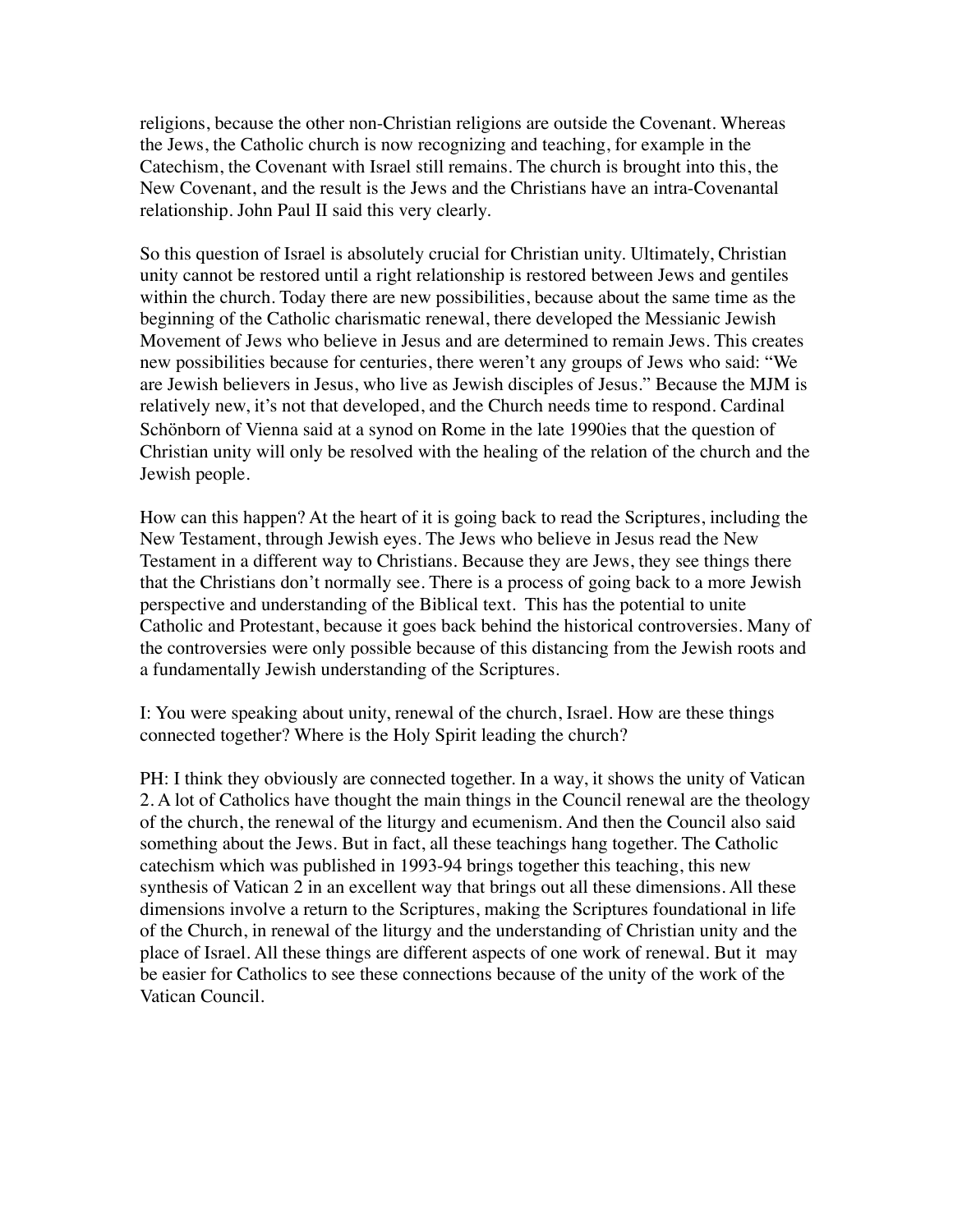religions, because the other non-Christian religions are outside the Covenant. Whereas the Jews, the Catholic church is now recognizing and teaching, for example in the Catechism, the Covenant with Israel still remains. The church is brought into this, the New Covenant, and the result is the Jews and the Christians have an intra-Covenantal relationship. John Paul II said this very clearly.

So this question of Israel is absolutely crucial for Christian unity. Ultimately, Christian unity cannot be restored until a right relationship is restored between Jews and gentiles within the church. Today there are new possibilities, because about the same time as the beginning of the Catholic charismatic renewal, there developed the Messianic Jewish Movement of Jews who believe in Jesus and are determined to remain Jews. This creates new possibilities because for centuries, there weren't any groups of Jews who said: "We are Jewish believers in Jesus, who live as Jewish disciples of Jesus." Because the MJM is relatively new, it's not that developed, and the Church needs time to respond. Cardinal Schönborn of Vienna said at a synod on Rome in the late 1990ies that the question of Christian unity will only be resolved with the healing of the relation of the church and the Jewish people.

How can this happen? At the heart of it is going back to read the Scriptures, including the New Testament, through Jewish eyes. The Jews who believe in Jesus read the New Testament in a different way to Christians. Because they are Jews, they see things there that the Christians don't normally see. There is a process of going back to a more Jewish perspective and understanding of the Biblical text. This has the potential to unite Catholic and Protestant, because it goes back behind the historical controversies. Many of the controversies were only possible because of this distancing from the Jewish roots and a fundamentally Jewish understanding of the Scriptures.

I: You were speaking about unity, renewal of the church, Israel. How are these things connected together? Where is the Holy Spirit leading the church?

PH: I think they obviously are connected together. In a way, it shows the unity of Vatican 2. A lot of Catholics have thought the main things in the Council renewal are the theology of the church, the renewal of the liturgy and ecumenism. And then the Council also said something about the Jews. But in fact, all these teachings hang together. The Catholic catechism which was published in 1993-94 brings together this teaching, this new synthesis of Vatican 2 in an excellent way that brings out all these dimensions. All these dimensions involve a return to the Scriptures, making the Scriptures foundational in life of the Church, in renewal of the liturgy and the understanding of Christian unity and the place of Israel. All these things are different aspects of one work of renewal. But it may be easier for Catholics to see these connections because of the unity of the work of the Vatican Council.